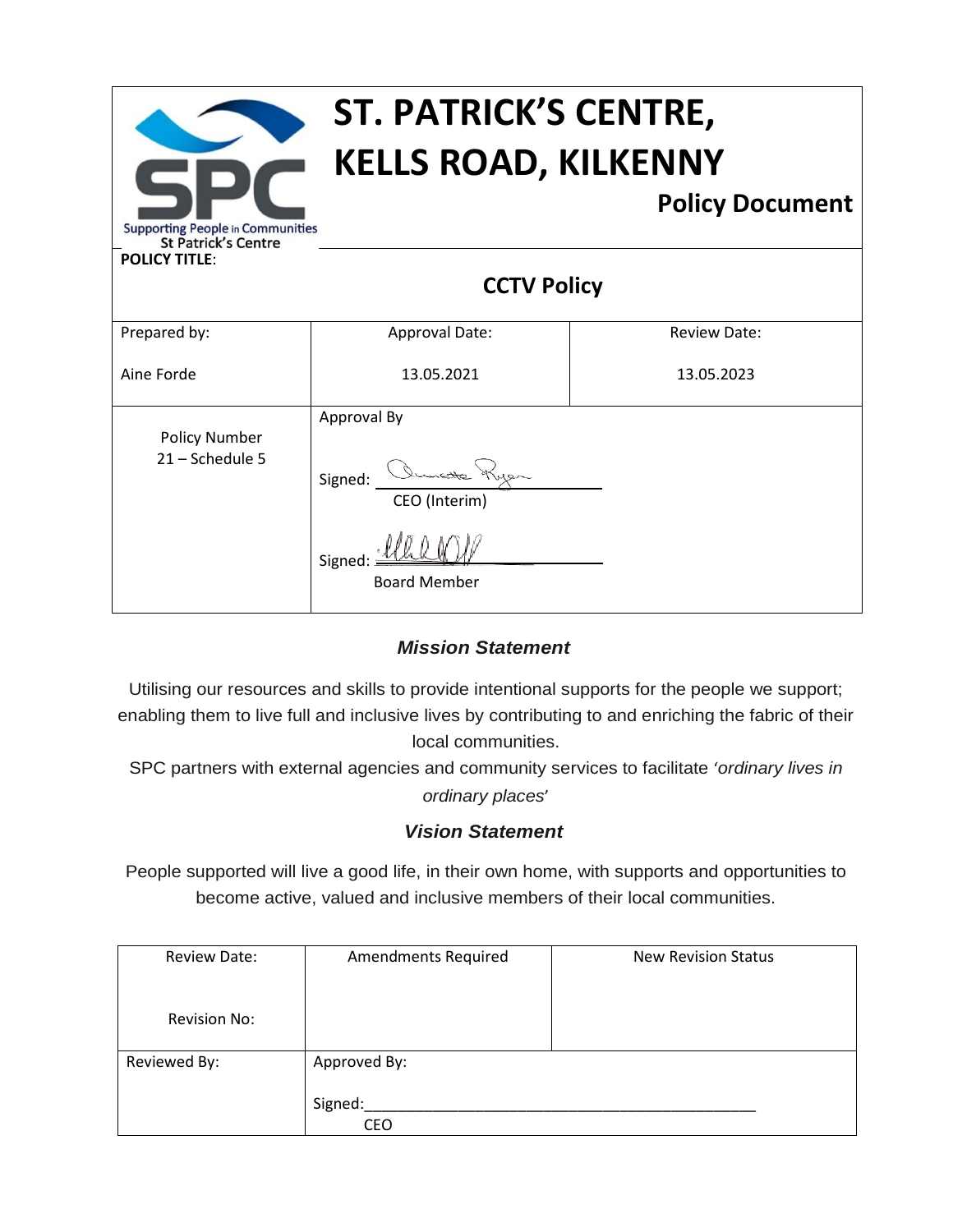# ST. PATRICK'S CENTRE, KELLS ROAD, KILKENNY

Supporting People in Communities
St Patrick's Centre

**Policy Document**

**POLICY TITLE**:

## CCTV Policy

| Prepared by: | Approval Date: | Review Date: |
|---|---|---|
| Aine Forde | 13.05.2021 | 13.05.2023 |
| Policy Number 21 – Schedule 5 | Approval By<br><br>Signed: ________________<br>CEO (Interim)<br><br>Signed: ________________<br>Board Member | |

### *Mission Statement*

Utilising our resources and skills to provide intentional supports for the people we support; enabling them to live full and inclusive lives by contributing to and enriching the fabric of their local communities.

SPC partners with external agencies and community services to facilitate *'ordinary lives in ordinary places'*

### *Vision Statement*

People supported will live a good life, in their own home, with supports and opportunities to become active, valued and inclusive members of their local communities.

| Review Date:<br><br>Revision No: | Amendments Required | New Revision Status |
|---|---|---|
| Reviewed By: | Approved By:<br><br>Signed:________________________________<br>CEO | |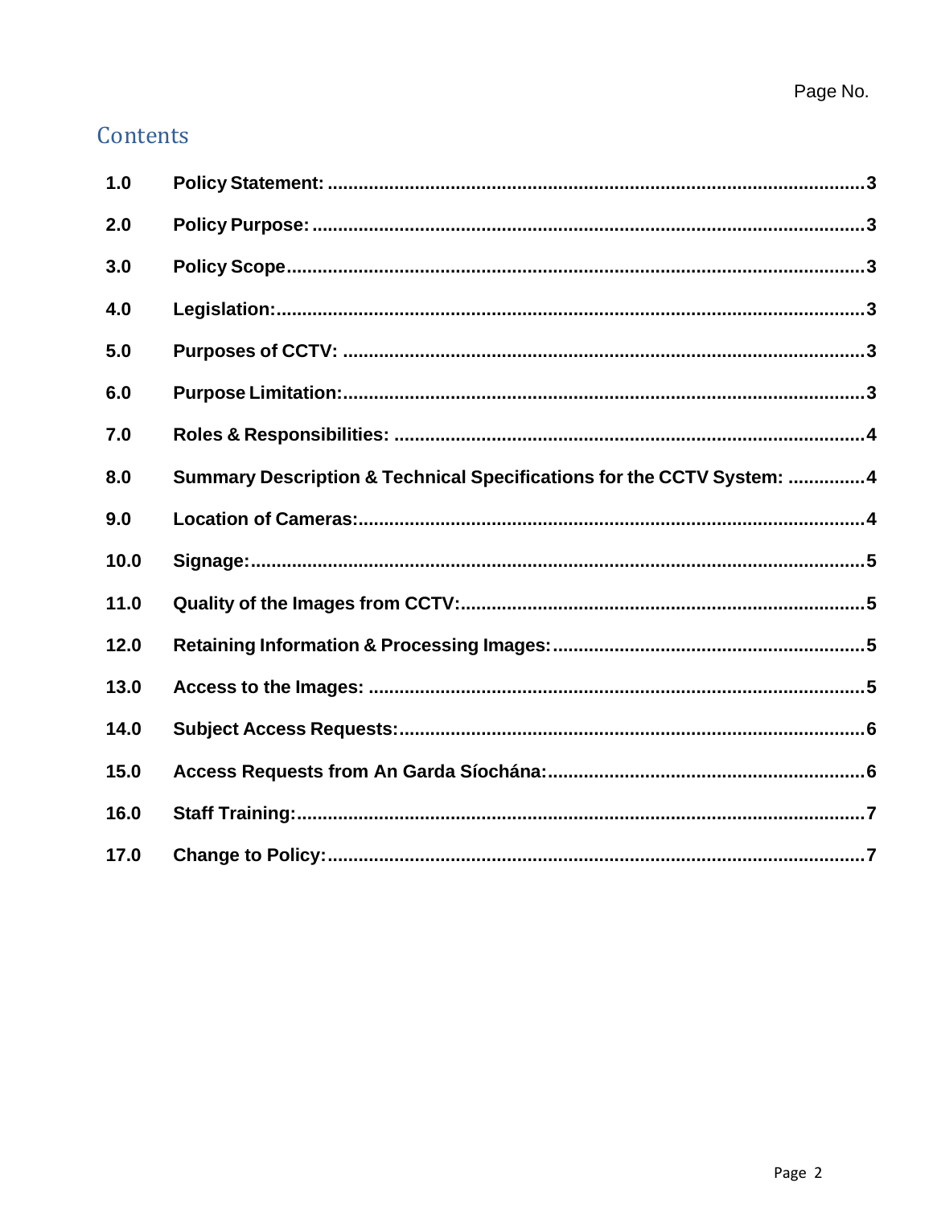## Contents

| | | Page No. |
|---|---|---|
| 1.0 | Policy Statement: | 3 |
| 2.0 | Policy Purpose: | 3 |
| 3.0 | Policy Scope | 3 |
| 4.0 | Legislation: | 3 |
| 5.0 | Purposes of CCTV: | 3 |
| 6.0 | Purpose Limitation: | 3 |
| 7.0 | Roles & Responsibilities: | 4 |
| 8.0 | Summary Description & Technical Specifications for the CCTV System: | 4 |
| 9.0 | Location of Cameras: | 4 |
| 10.0 | Signage: | 5 |
| 11.0 | Quality of the Images from CCTV: | 5 |
| 12.0 | Retaining Information & Processing Images: | 5 |
| 13.0 | Access to the Images: | 5 |
| 14.0 | Subject Access Requests: | 6 |
| 15.0 | Access Requests from An Garda Síochána: | 6 |
| 16.0 | Staff Training: | 7 |
| 17.0 | Change to Policy: | 7 |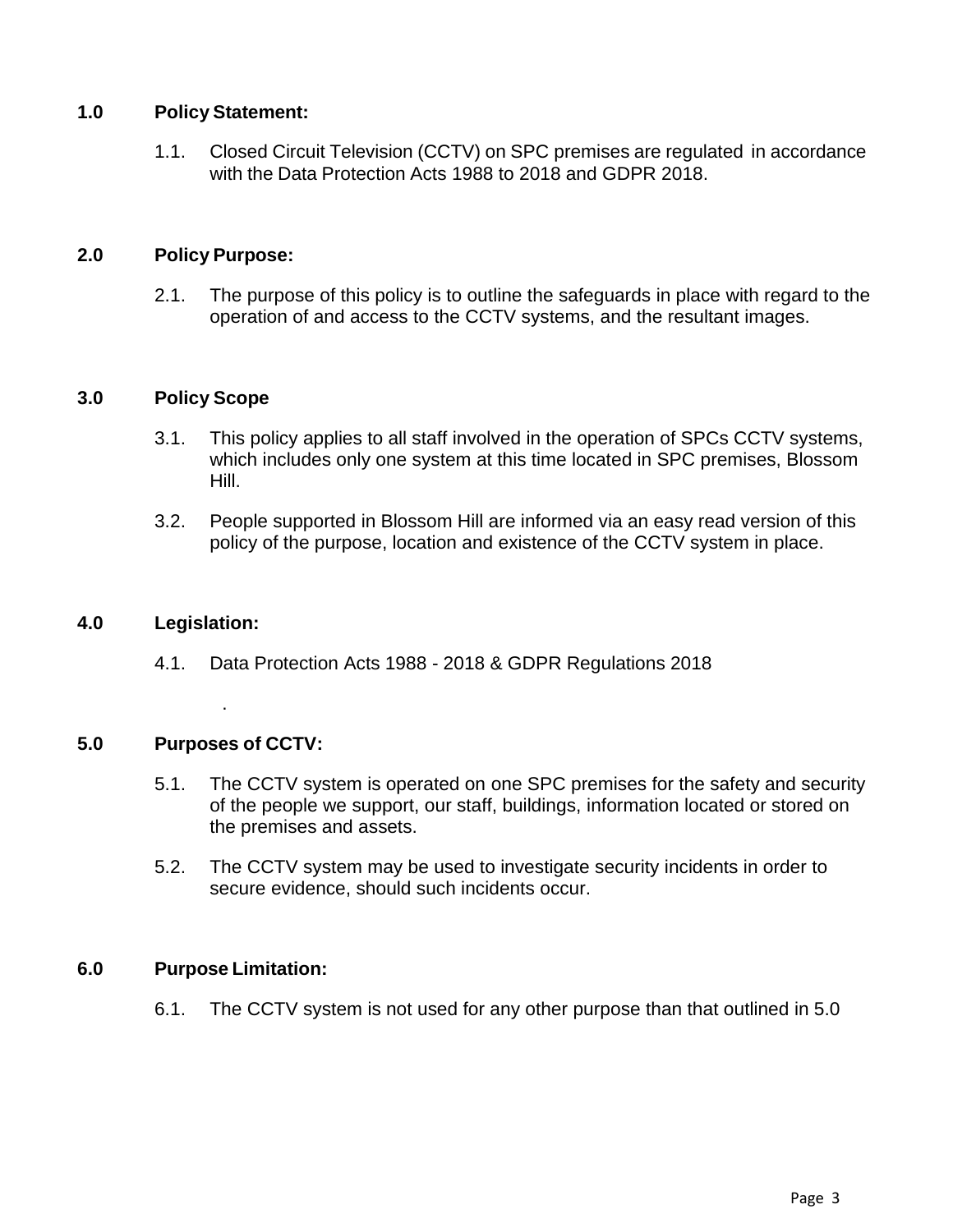## 1.0 Policy Statement:

1.1. Closed Circuit Television (CCTV) on SPC premises are regulated in accordance with the Data Protection Acts 1988 to 2018 and GDPR 2018.

## 2.0 Policy Purpose:

2.1. The purpose of this policy is to outline the safeguards in place with regard to the operation of and access to the CCTV systems, and the resultant images.

## 3.0 Policy Scope

3.1. This policy applies to all staff involved in the operation of SPCs CCTV systems, which includes only one system at this time located in SPC premises, Blossom Hill.

3.2. People supported in Blossom Hill are informed via an easy read version of this policy of the purpose, location and existence of the CCTV system in place.

## 4.0 Legislation:

4.1. Data Protection Acts 1988 - 2018 & GDPR Regulations 2018

.

## 5.0 Purposes of CCTV:

5.1. The CCTV system is operated on one SPC premises for the safety and security of the people we support, our staff, buildings, information located or stored on the premises and assets.

5.2. The CCTV system may be used to investigate security incidents in order to secure evidence, should such incidents occur.

## 6.0 Purpose Limitation:

6.1. The CCTV system is not used for any other purpose than that outlined in 5.0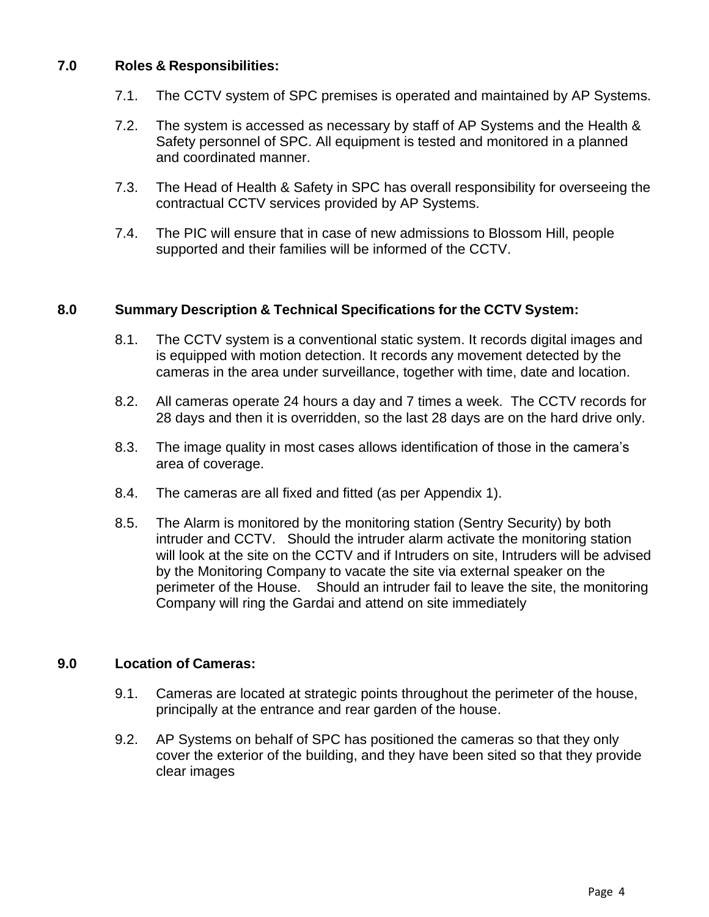## 7.0 Roles & Responsibilities:

7.1. The CCTV system of SPC premises is operated and maintained by AP Systems.

7.2. The system is accessed as necessary by staff of AP Systems and the Health & Safety personnel of SPC. All equipment is tested and monitored in a planned and coordinated manner.

7.3. The Head of Health & Safety in SPC has overall responsibility for overseeing the contractual CCTV services provided by AP Systems.

7.4. The PIC will ensure that in case of new admissions to Blossom Hill, people supported and their families will be informed of the CCTV.

## 8.0 Summary Description & Technical Specifications for the CCTV System:

8.1. The CCTV system is a conventional static system. It records digital images and is equipped with motion detection. It records any movement detected by the cameras in the area under surveillance, together with time, date and location.

8.2. All cameras operate 24 hours a day and 7 times a week. The CCTV records for 28 days and then it is overridden, so the last 28 days are on the hard drive only.

8.3. The image quality in most cases allows identification of those in the camera's area of coverage.

8.4. The cameras are all fixed and fitted (as per Appendix 1).

8.5. The Alarm is monitored by the monitoring station (Sentry Security) by both intruder and CCTV. Should the intruder alarm activate the monitoring station will look at the site on the CCTV and if Intruders on site, Intruders will be advised by the Monitoring Company to vacate the site via external speaker on the perimeter of the House. Should an intruder fail to leave the site, the monitoring Company will ring the Gardai and attend on site immediately

## 9.0 Location of Cameras:

9.1. Cameras are located at strategic points throughout the perimeter of the house, principally at the entrance and rear garden of the house.

9.2. AP Systems on behalf of SPC has positioned the cameras so that they only cover the exterior of the building, and they have been sited so that they provide clear images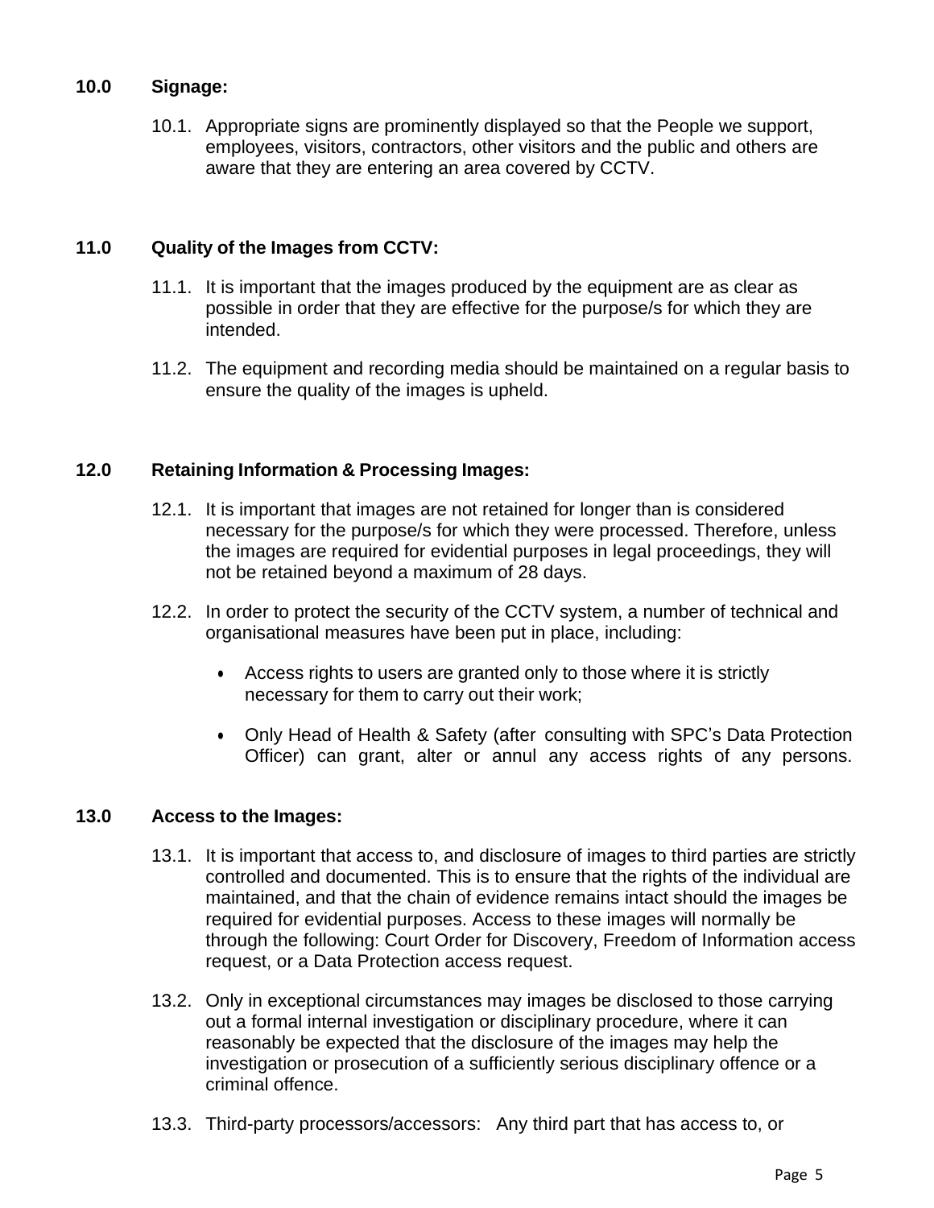## 10.0 Signage:

10.1. Appropriate signs are prominently displayed so that the People we support, employees, visitors, contractors, other visitors and the public and others are aware that they are entering an area covered by CCTV.

## 11.0 Quality of the Images from CCTV:

11.1. It is important that the images produced by the equipment are as clear as possible in order that they are effective for the purpose/s for which they are intended.

11.2. The equipment and recording media should be maintained on a regular basis to ensure the quality of the images is upheld.

## 12.0 Retaining Information & Processing Images:

12.1. It is important that images are not retained for longer than is considered necessary for the purpose/s for which they were processed. Therefore, unless the images are required for evidential purposes in legal proceedings, they will not be retained beyond a maximum of 28 days.

12.2. In order to protect the security of the CCTV system, a number of technical and organisational measures have been put in place, including:

- Access rights to users are granted only to those where it is strictly necessary for them to carry out their work;
- Only Head of Health & Safety (after consulting with SPC's Data Protection Officer) can grant, alter or annul any access rights of any persons.

## 13.0 Access to the Images:

13.1. It is important that access to, and disclosure of images to third parties are strictly controlled and documented. This is to ensure that the rights of the individual are maintained, and that the chain of evidence remains intact should the images be required for evidential purposes. Access to these images will normally be through the following: Court Order for Discovery, Freedom of Information access request, or a Data Protection access request.

13.2. Only in exceptional circumstances may images be disclosed to those carrying out a formal internal investigation or disciplinary procedure, where it can reasonably be expected that the disclosure of the images may help the investigation or prosecution of a sufficiently serious disciplinary offence or a criminal offence.

13.3. Third-party processors/accessors: Any third part that has access to, or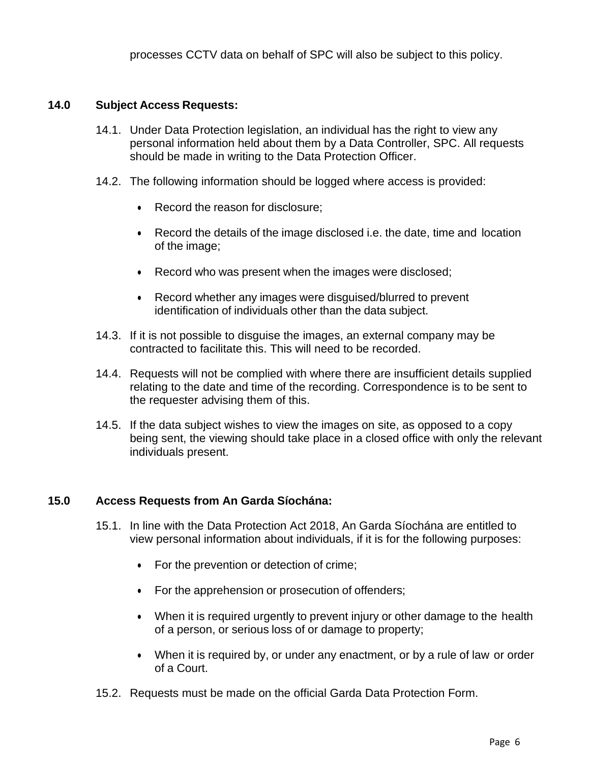processes CCTV data on behalf of SPC will also be subject to this policy.

## 14.0 Subject Access Requests:

14.1. Under Data Protection legislation, an individual has the right to view any personal information held about them by a Data Controller, SPC. All requests should be made in writing to the Data Protection Officer.

14.2. The following information should be logged where access is provided:

- Record the reason for disclosure;
- Record the details of the image disclosed i.e. the date, time and location of the image;
- Record who was present when the images were disclosed;
- Record whether any images were disguised/blurred to prevent identification of individuals other than the data subject.

14.3. If it is not possible to disguise the images, an external company may be contracted to facilitate this. This will need to be recorded.

14.4. Requests will not be complied with where there are insufficient details supplied relating to the date and time of the recording. Correspondence is to be sent to the requester advising them of this.

14.5. If the data subject wishes to view the images on site, as opposed to a copy being sent, the viewing should take place in a closed office with only the relevant individuals present.

## 15.0 Access Requests from An Garda Síochána:

15.1. In line with the Data Protection Act 2018, An Garda Síochána are entitled to view personal information about individuals, if it is for the following purposes:

- For the prevention or detection of crime;
- For the apprehension or prosecution of offenders;
- When it is required urgently to prevent injury or other damage to the health of a person, or serious loss of or damage to property;
- When it is required by, or under any enactment, or by a rule of law or order of a Court.

15.2. Requests must be made on the official Garda Data Protection Form.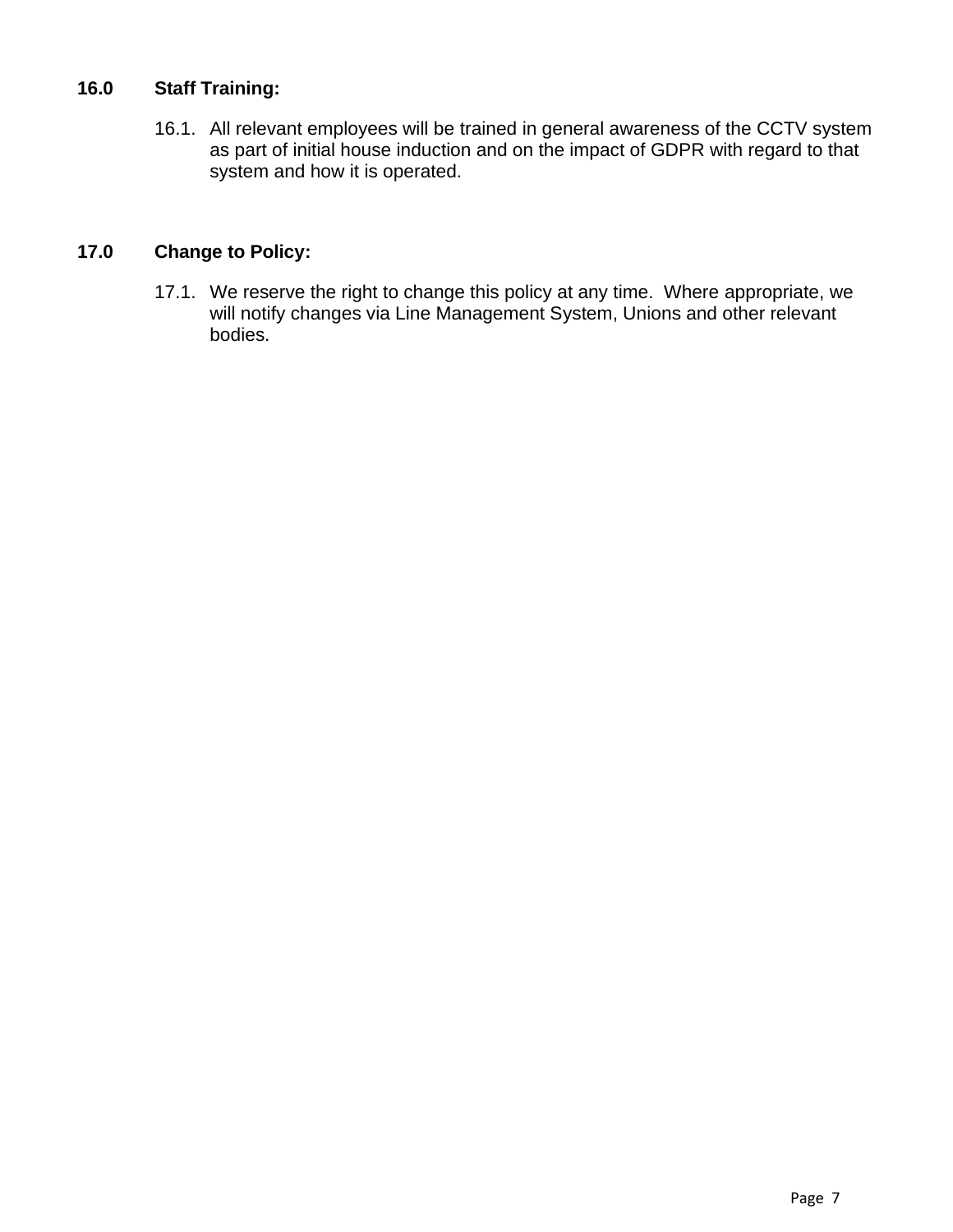## 16.0 Staff Training:

16.1. All relevant employees will be trained in general awareness of the CCTV system as part of initial house induction and on the impact of GDPR with regard to that system and how it is operated.

## 17.0 Change to Policy:

17.1. We reserve the right to change this policy at any time. Where appropriate, we will notify changes via Line Management System, Unions and other relevant bodies.